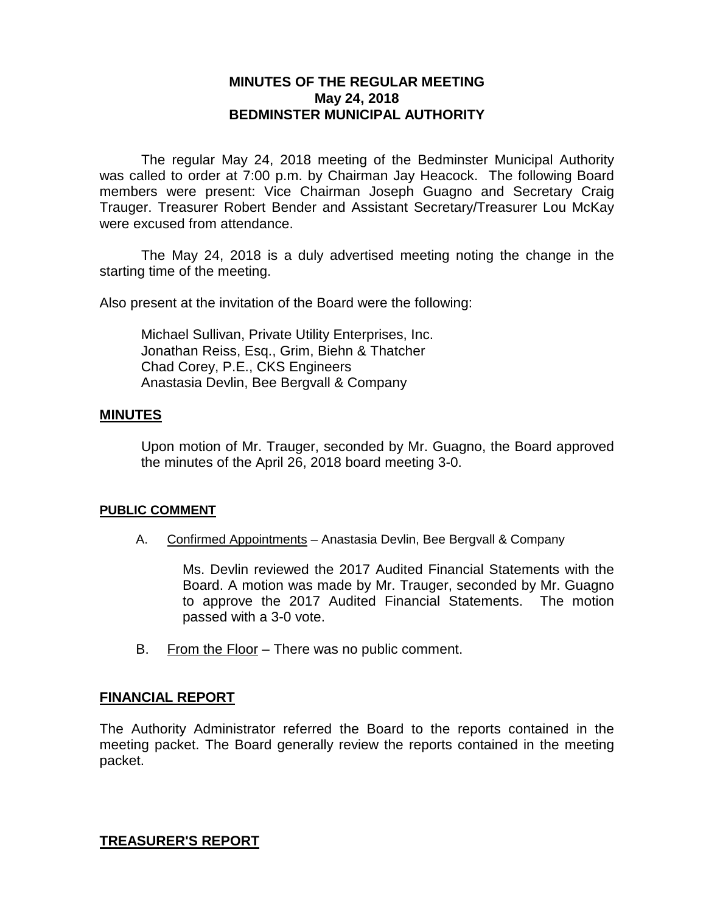# MINUTES OF THE REGULAR MEETING
## May 24, 2018
## BEDMINSTER MUNICIPAL AUTHORITY

The regular May 24, 2018 meeting of the Bedminster Municipal Authority was called to order at 7:00 p.m. by Chairman Jay Heacock. The following Board members were present: Vice Chairman Joseph Guagno and Secretary Craig Trauger. Treasurer Robert Bender and Assistant Secretary/Treasurer Lou McKay were excused from attendance.

The May 24, 2018 is a duly advertised meeting noting the change in the starting time of the meeting.

Also present at the invitation of the Board were the following:

Michael Sullivan, Private Utility Enterprises, Inc.  
Jonathan Reiss, Esq., Grim, Biehn & Thatcher  
Chad Corey, P.E., CKS Engineers  
Anastasia Devlin, Bee Bergvall & Company

## MINUTES

Upon motion of Mr. Trauger, seconded by Mr. Guagno, the Board approved the minutes of the April 26, 2018 board meeting 3-0.

## PUBLIC COMMENT

A. Confirmed Appointments – Anastasia Devlin, Bee Bergvall & Company

Ms. Devlin reviewed the 2017 Audited Financial Statements with the Board. A motion was made by Mr. Trauger, seconded by Mr. Guagno to approve the 2017 Audited Financial Statements. The motion passed with a 3-0 vote.

B. From the Floor – There was no public comment.

## FINANCIAL REPORT

The Authority Administrator referred the Board to the reports contained in the meeting packet. The Board generally review the reports contained in the meeting packet.

## TREASURER'S REPORT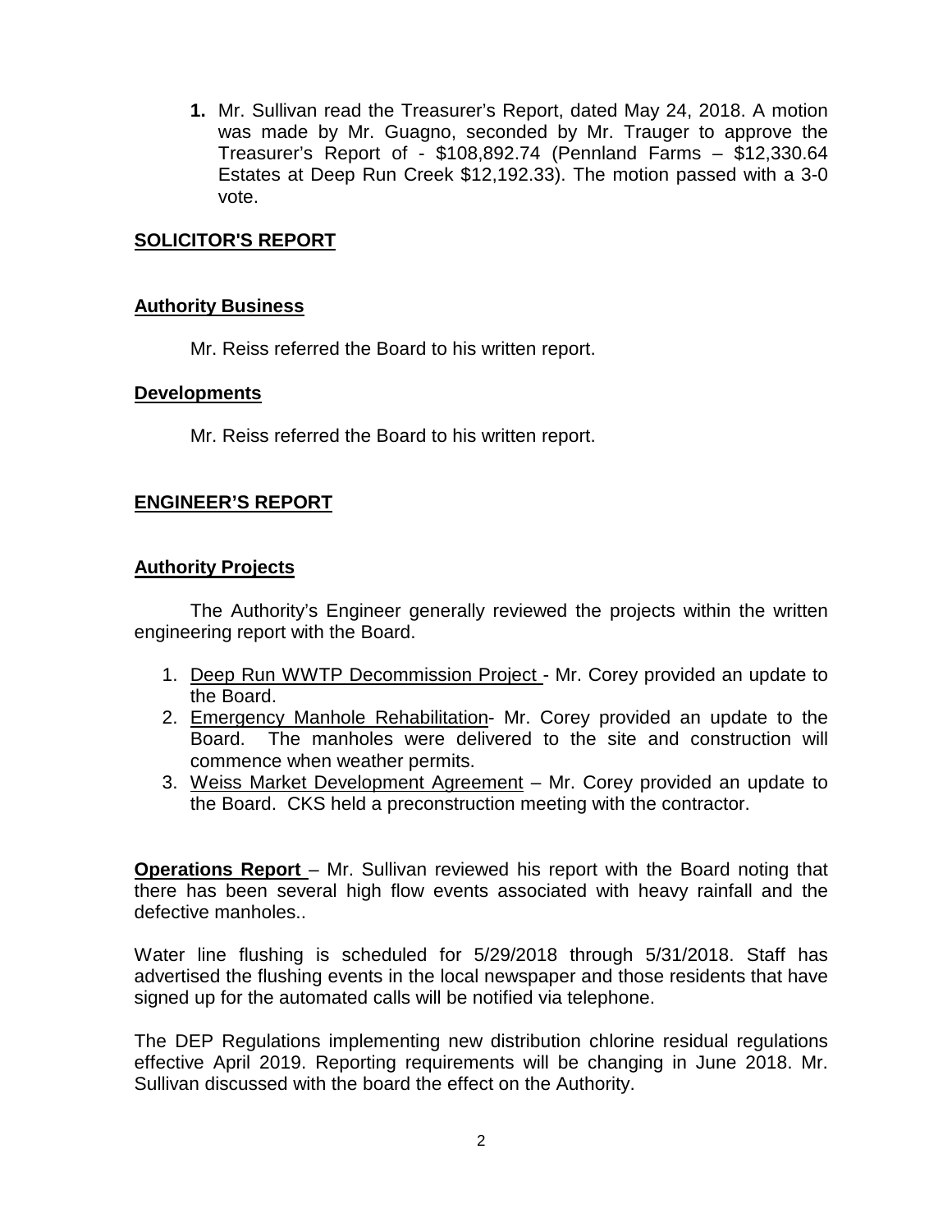1. Mr. Sullivan read the Treasurer's Report, dated May 24, 2018. A motion was made by Mr. Guagno, seconded by Mr. Trauger to approve the Treasurer's Report of - $108,892.74 (Pennland Farms – $12,330.64 Estates at Deep Run Creek $12,192.33). The motion passed with a 3-0 vote.

## SOLICITOR'S REPORT

### Authority Business

Mr. Reiss referred the Board to his written report.

### Developments

Mr. Reiss referred the Board to his written report.

## ENGINEER'S REPORT

### Authority Projects

The Authority's Engineer generally reviewed the projects within the written engineering report with the Board.

1. Deep Run WWTP Decommission Project - Mr. Corey provided an update to the Board.
2. Emergency Manhole Rehabilitation- Mr. Corey provided an update to the Board. The manholes were delivered to the site and construction will commence when weather permits.
3. Weiss Market Development Agreement – Mr. Corey provided an update to the Board. CKS held a preconstruction meeting with the contractor.

**Operations Report** – Mr. Sullivan reviewed his report with the Board noting that there has been several high flow events associated with heavy rainfall and the defective manholes..

Water line flushing is scheduled for 5/29/2018 through 5/31/2018. Staff has advertised the flushing events in the local newspaper and those residents that have signed up for the automated calls will be notified via telephone.

The DEP Regulations implementing new distribution chlorine residual regulations effective April 2019. Reporting requirements will be changing in June 2018. Mr. Sullivan discussed with the board the effect on the Authority.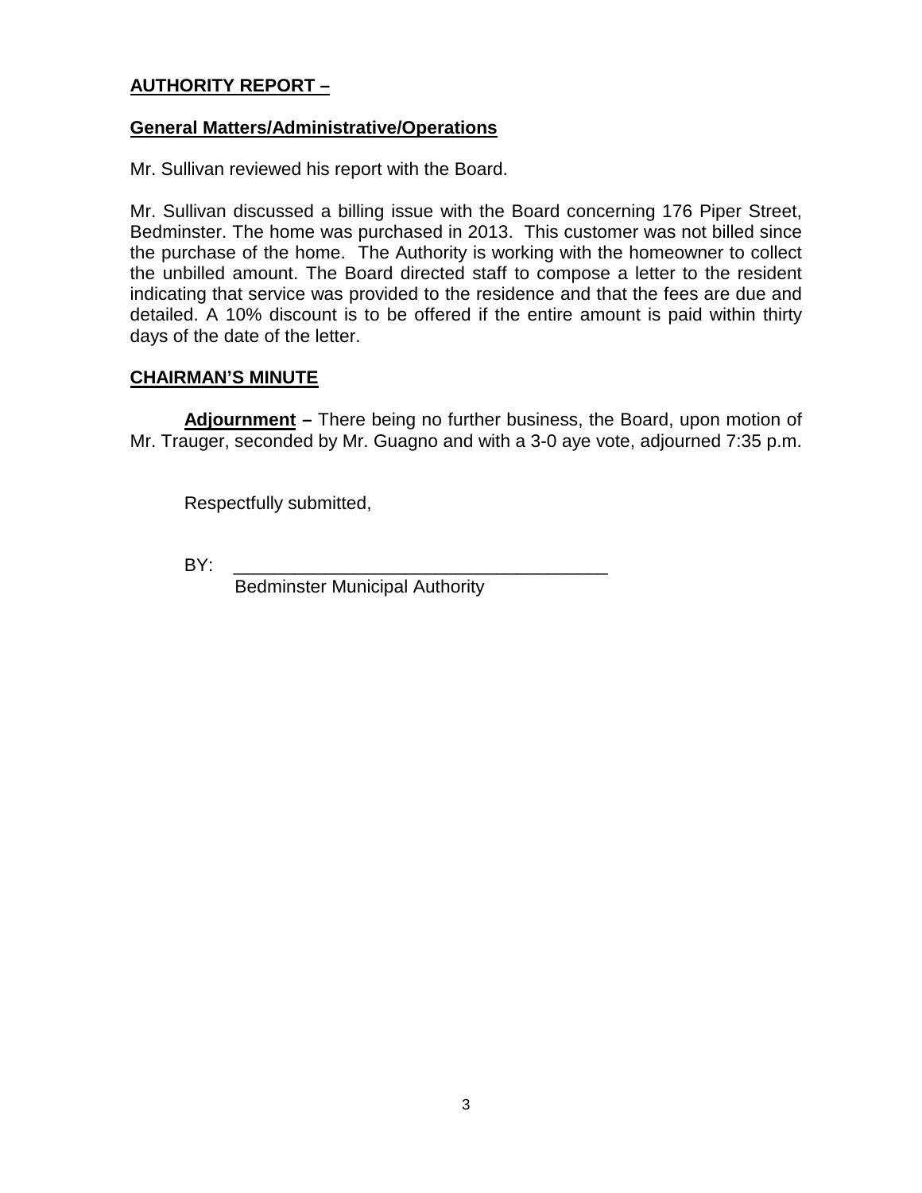**AUTHORITY REPORT –**

**General Matters/Administrative/Operations**

Mr. Sullivan reviewed his report with the Board.

Mr. Sullivan discussed a billing issue with the Board concerning 176 Piper Street, Bedminster. The home was purchased in 2013. This customer was not billed since the purchase of the home. The Authority is working with the homeowner to collect the unbilled amount. The Board directed staff to compose a letter to the resident indicating that service was provided to the residence and that the fees are due and detailed. A 10% discount is to be offered if the entire amount is paid within thirty days of the date of the letter.

**CHAIRMAN'S MINUTE**

**Adjournment –** There being no further business, the Board, upon motion of Mr. Trauger, seconded by Mr. Guagno and with a 3-0 aye vote, adjourned 7:35 p.m.

Respectfully submitted,

BY: ______________________________________
Bedminster Municipal Authority